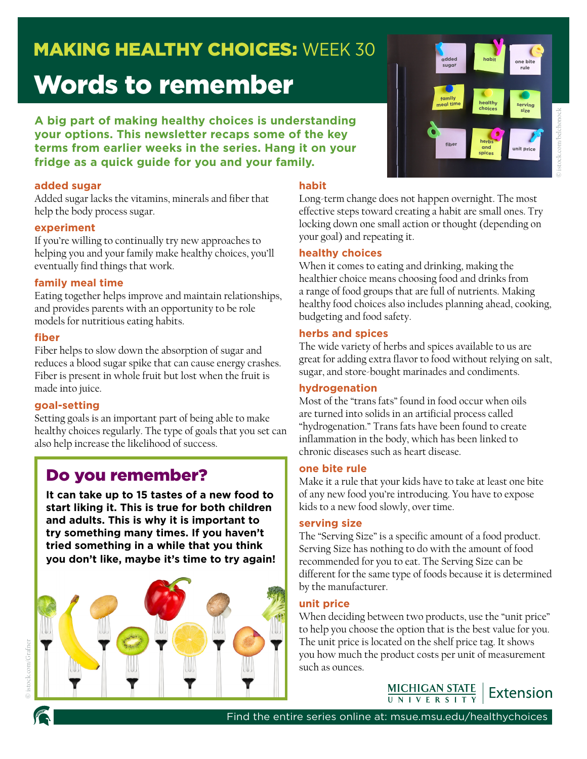# MAKING HEALTHY CHOICES: WEEK 30

# Words to remember

**A big part of making healthy choices is understanding your options. This newsletter recaps some of the key terms from earlier weeks in the series. Hang it on your fridge as a quick guide for you and your family.**

### added sugar

Added sugar lacks the vitamins, minerals and fiber that help the body process sugar.

### experiment

If you're willing to continually try new approaches to helping you and your family make healthy choices, you'll eventually find things that work.

### family meal time

Eating together helps improve and maintain relationships, and provides parents with an opportunity to be role models for nutritious eating habits.

### fiber

Fiber helps to slow down the absorption of sugar and reduces a blood sugar spike that can cause energy crashes. Fiber is present in whole fruit but lost when the fruit is made into juice.

### goal-setting

Setting goals is an important part of being able to make healthy choices regularly. The type of goals that you set can also help increase the likelihood of success.

## Do you remember?

**It can take up to 15 tastes of a new food to start liking it. This is true for both children and adults. This is why it is important to try something many times. If you haven't tried something in a while that you think you don't like, maybe it's time to try again!**

### habit

Long-term change does not happen overnight. The most effective steps toward creating a habit are small ones. Try locking down one small action or thought (depending on your goal) and repeating it.

### healthy choices

When it comes to eating and drinking, making the healthier choice means choosing food and drinks from a range of food groups that are full of nutrients. Making healthy food choices also includes planning ahead, cooking, budgeting and food safety.

### herbs and spices

The wide variety of herbs and spices available to us are great for adding extra flavor to food without relying on salt, sugar, and store-bought marinades and condiments.

### hydrogenation

Most of the "trans fats" found in food occur when oils are turned into solids in an artificial process called "hydrogenation." Trans fats have been found to create inflammation in the body, which has been linked to chronic diseases such as heart disease.

### one bite rule

Make it a rule that your kids have to take at least one bite of any new food you're introducing. You have to expose kids to a new food slowly, over time.

### serving size

The "Serving Size" is a specific amount of a food product. Serving Size has nothing to do with the amount of food recommended for you to eat. The Serving Size can be different for the same type of foods because it is determined by the manufacturer.

### unit price

When deciding between two products, use the "unit price" to help you choose the option that is the best value for you. The unit price is located on the shelf price tag. It shows you how much the product costs per unit of measurement such as ounces.

MICHIGAN STATE UNIVERSITY | Extension

Find the entire series online at: msue.msu.edu/healthychoices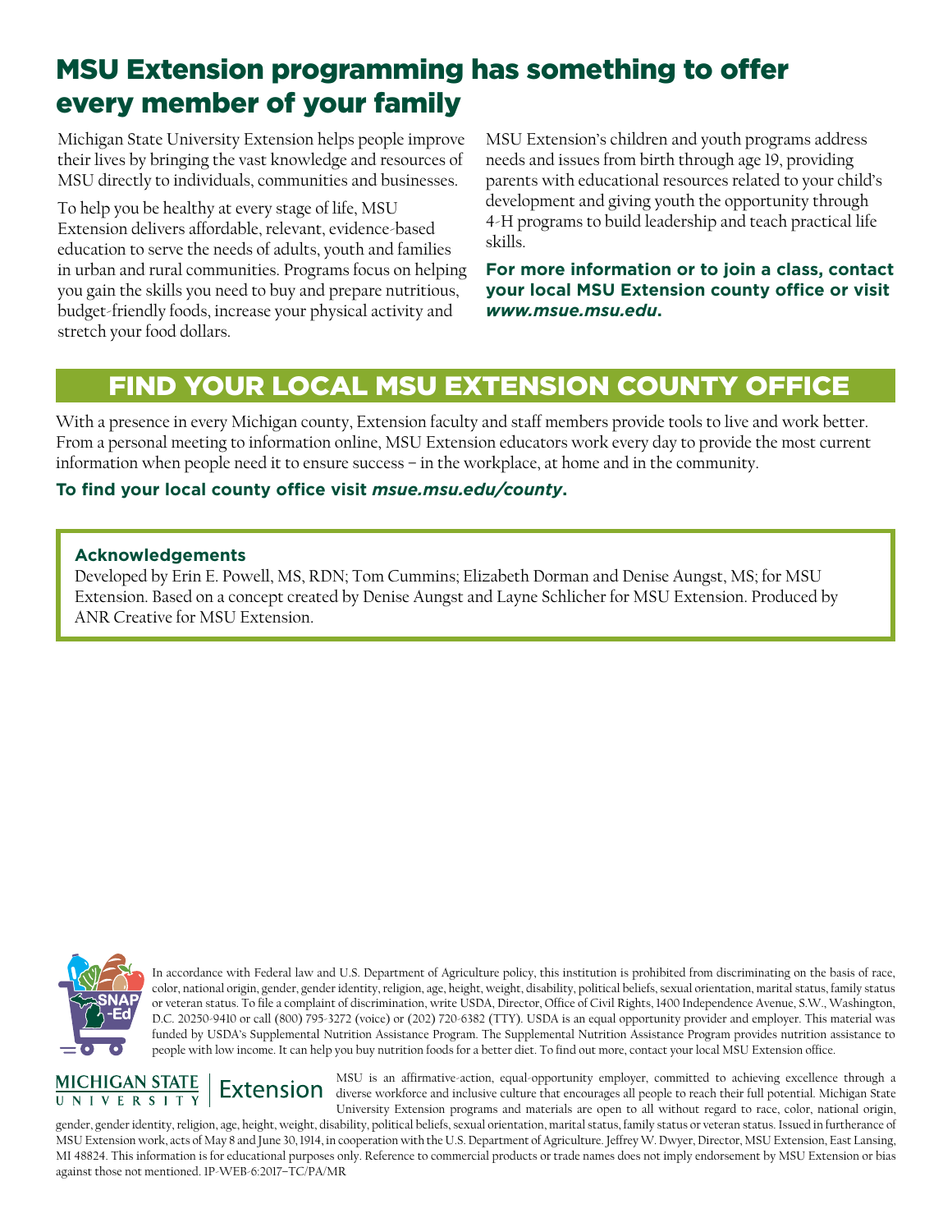# MSU Extension programming has something to offer every member of your family

Michigan State University Extension helps people improve their lives by bringing the vast knowledge and resources of MSU directly to individuals, communities and businesses.

To help you be healthy at every stage of life, MSU Extension delivers affordable, relevant, evidence-based education to serve the needs of adults, youth and families in urban and rural communities. Programs focus on helping you gain the skills you need to buy and prepare nutritious, budget-friendly foods, increase your physical activity and stretch your food dollars.

MSU Extension's children and youth programs address needs and issues from birth through age 19, providing parents with educational resources related to your child's development and giving youth the opportunity through 4-H programs to build leadership and teach practical life skills.

**For more information or to join a class, contact your local MSU Extension county office or visit *www.msue.msu.edu*.**

## FIND YOUR LOCAL MSU EXTENSION COUNTY OFFICE

With a presence in every Michigan county, Extension faculty and staff members provide tools to live and work better. From a personal meeting to information online, MSU Extension educators work every day to provide the most current information when people need it to ensure success – in the workplace, at home and in the community.

**To find your local county office visit *msue.msu.edu/county*.**

**Acknowledgements**

Developed by Erin E. Powell, MS, RDN; Tom Cummins; Elizabeth Dorman and Denise Aungst, MS; for MSU Extension. Based on a concept created by Denise Aungst and Layne Schlicher for MSU Extension. Produced by ANR Creative for MSU Extension.

In accordance with Federal law and U.S. Department of Agriculture policy, this institution is prohibited from discriminating on the basis of race, color, national origin, gender, gender identity, religion, age, height, weight, disability, political beliefs, sexual orientation, marital status, family status or veteran status. To file a complaint of discrimination, write USDA, Director, Office of Civil Rights, 1400 Independence Avenue, S.W., Washington, D.C. 20250-9410 or call (800) 795-3272 (voice) or (202) 720-6382 (TTY). USDA is an equal opportunity provider and employer. This material was funded by USDA's Supplemental Nutrition Assistance Program. The Supplemental Nutrition Assistance Program provides nutrition assistance to people with low income. It can help you buy nutrition foods for a better diet. To find out more, contact your local MSU Extension office.

MSU is an affirmative-action, equal-opportunity employer, committed to achieving excellence through a diverse workforce and inclusive culture that encourages all people to reach their full potential. Michigan State University Extension programs and materials are open to all without regard to race, color, national origin, gender, gender identity, religion, age, height, weight, disability, political beliefs, sexual orientation, marital status, family status or veteran status. Issued in furtherance of MSU Extension work, acts of May 8 and June 30, 1914, in cooperation with the U.S. Department of Agriculture. Jeffrey W. Dwyer, Director, MSU Extension, East Lansing, MI 48824. This information is for educational purposes only. Reference to commercial products or trade names does not imply endorsement by MSU Extension or bias against those not mentioned. 1P-WEB-6:2017–TC/PA/MR